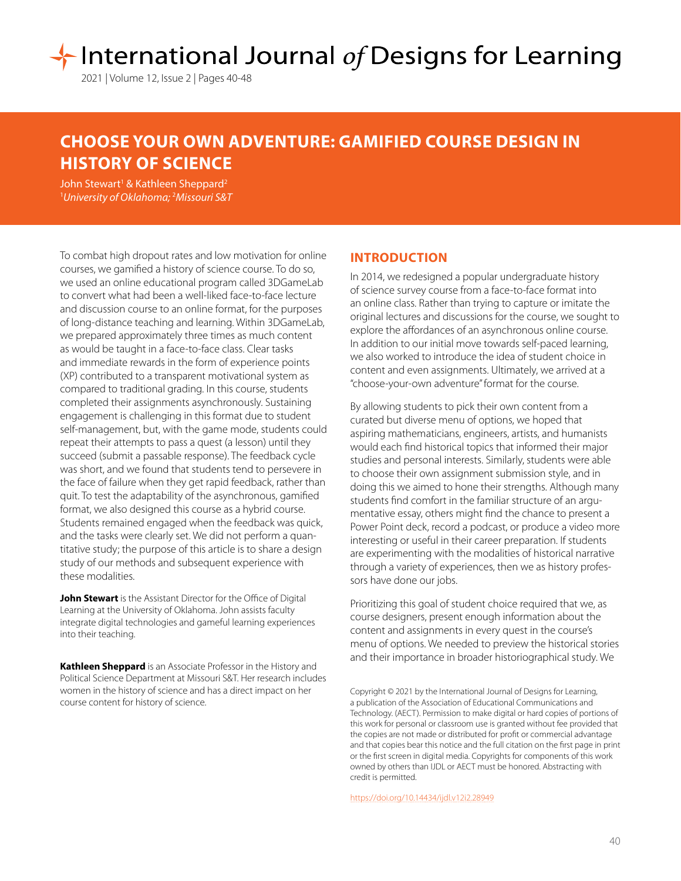# CHOOSE YOUR OWN ADVENTURE: GAMIFIED COURSE DESIGN IN HISTORY OF SCIENCE

John Stewart[1] & Kathleen Sheppard[2]
[1]*University of Oklahoma;* [2]*Missouri S&T*

To combat high dropout rates and low motivation for online courses, we gamified a history of science course. To do so, we used an online educational program called 3DGameLab to convert what had been a well-liked face-to-face lecture and discussion course to an online format, for the purposes of long-distance teaching and learning. Within 3DGameLab, we prepared approximately three times as much content as would be taught in a face-to-face class. Clear tasks and immediate rewards in the form of experience points (XP) contributed to a transparent motivational system as compared to traditional grading. In this course, students completed their assignments asynchronously. Sustaining engagement is challenging in this format due to student self-management, but, with the game mode, students could repeat their attempts to pass a quest (a lesson) until they succeed (submit a passable response). The feedback cycle was short, and we found that students tend to persevere in the face of failure when they get rapid feedback, rather than quit. To test the adaptability of the asynchronous, gamified format, we also designed this course as a hybrid course. Students remained engaged when the feedback was quick, and the tasks were clearly set. We did not perform a quantitative study; the purpose of this article is to share a design study of our methods and subsequent experience with these modalities.

**John Stewart** is the Assistant Director for the Office of Digital Learning at the University of Oklahoma. John assists faculty integrate digital technologies and gameful learning experiences into their teaching.

**Kathleen Sheppard** is an Associate Professor in the History and Political Science Department at Missouri S&T. Her research includes women in the history of science and has a direct impact on her course content for history of science.

## INTRODUCTION

In 2014, we redesigned a popular undergraduate history of science survey course from a face-to-face format into an online class. Rather than trying to capture or imitate the original lectures and discussions for the course, we sought to explore the affordances of an asynchronous online course. In addition to our initial move towards self-paced learning, we also worked to introduce the idea of student choice in content and even assignments. Ultimately, we arrived at a "choose-your-own adventure" format for the course.

By allowing students to pick their own content from a curated but diverse menu of options, we hoped that aspiring mathematicians, engineers, artists, and humanists would each find historical topics that informed their major studies and personal interests. Similarly, students were able to choose their own assignment submission style, and in doing this we aimed to hone their strengths. Although many students find comfort in the familiar structure of an argumentative essay, others might find the chance to present a Power Point deck, record a podcast, or produce a video more interesting or useful in their career preparation. If students are experimenting with the modalities of historical narrative through a variety of experiences, then we as history professors have done our jobs.

Prioritizing this goal of student choice required that we, as course designers, present enough information about the content and assignments in every quest in the course's menu of options. We needed to preview the historical stories and their importance in broader historiographical study. We

Copyright © 2021 by the International Journal of Designs for Learning, a publication of the Association of Educational Communications and Technology. (AECT). Permission to make digital or hard copies of portions of this work for personal or classroom use is granted without fee provided that the copies are not made or distributed for profit or commercial advantage and that copies bear this notice and the full citation on the first page in print or the first screen in digital media. Copyrights for components of this work owned by others than IJDL or AECT must be honored. Abstracting with credit is permitted.

https://doi.org/10.14434/ijdl.v12i2.28949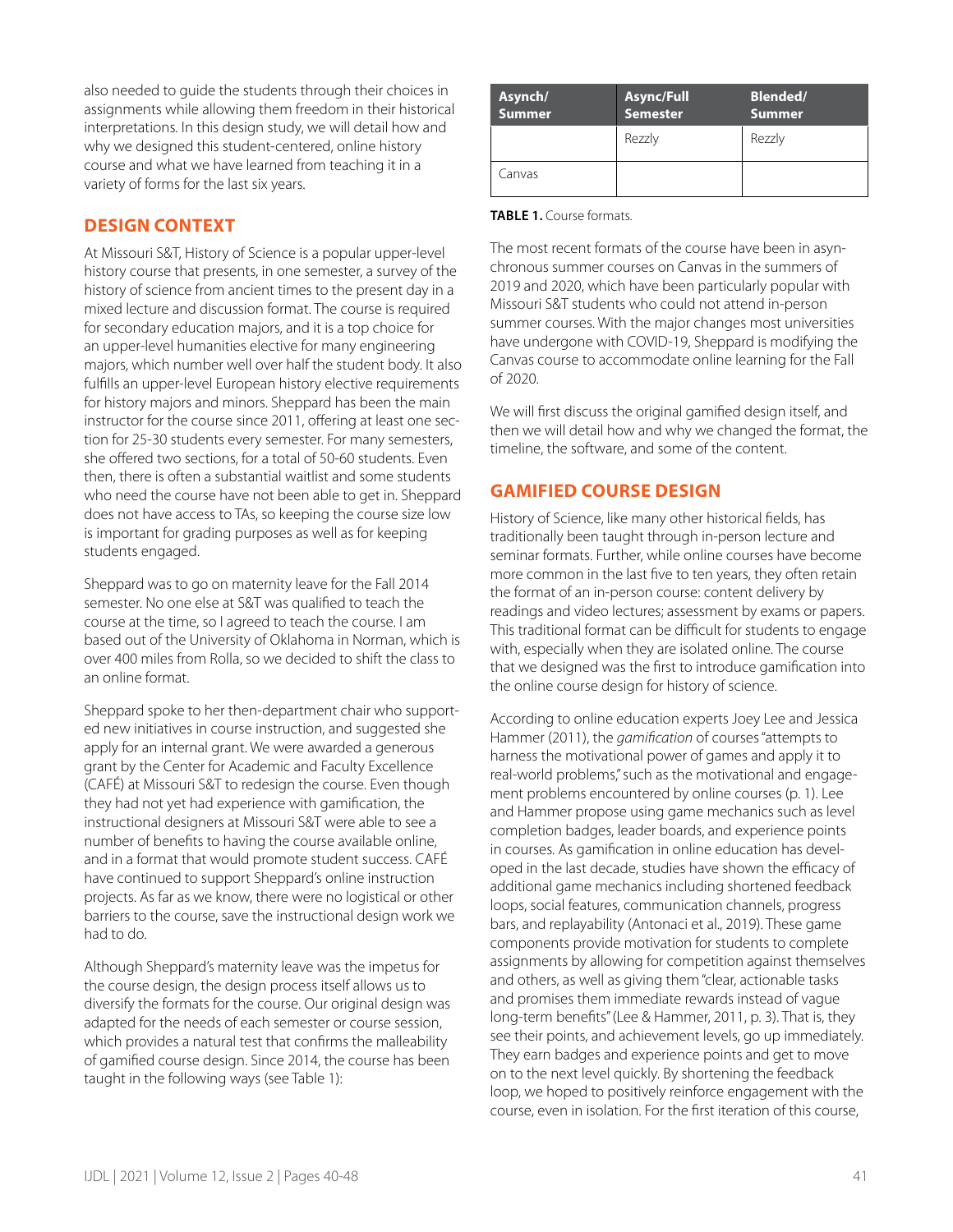also needed to guide the students through their choices in assignments while allowing them freedom in their historical interpretations. In this design study, we will detail how and why we designed this student-centered, online history course and what we have learned from teaching it in a variety of forms for the last six years.

## DESIGN CONTEXT

At Missouri S&T, History of Science is a popular upper-level history course that presents, in one semester, a survey of the history of science from ancient times to the present day in a mixed lecture and discussion format. The course is required for secondary education majors, and it is a top choice for an upper-level humanities elective for many engineering majors, which number well over half the student body. It also fulfills an upper-level European history elective requirements for history majors and minors. Sheppard has been the main instructor for the course since 2011, offering at least one section for 25-30 students every semester. For many semesters, she offered two sections, for a total of 50-60 students. Even then, there is often a substantial waitlist and some students who need the course have not been able to get in. Sheppard does not have access to TAs, so keeping the course size low is important for grading purposes as well as for keeping students engaged.

Sheppard was to go on maternity leave for the Fall 2014 semester. No one else at S&T was qualified to teach the course at the time, so I agreed to teach the course. I am based out of the University of Oklahoma in Norman, which is over 400 miles from Rolla, so we decided to shift the class to an online format.

Sheppard spoke to her then-department chair who supported new initiatives in course instruction, and suggested she apply for an internal grant. We were awarded a generous grant by the Center for Academic and Faculty Excellence (CAFÉ) at Missouri S&T to redesign the course. Even though they had not yet had experience with gamification, the instructional designers at Missouri S&T were able to see a number of benefits to having the course available online, and in a format that would promote student success. CAFÉ have continued to support Sheppard's online instruction projects. As far as we know, there were no logistical or other barriers to the course, save the instructional design work we had to do.

Although Sheppard's maternity leave was the impetus for the course design, the design process itself allows us to diversify the formats for the course. Our original design was adapted for the needs of each semester or course session, which provides a natural test that confirms the malleability of gamified course design. Since 2014, the course has been taught in the following ways (see Table 1):

| Asynch/ Summer | Async/Full Semester | Blended/ Summer |
|---|---|---|
| | Rezzly | Rezzly |
| Canvas | | |

**TABLE 1.** Course formats.

The most recent formats of the course have been in asynchronous summer courses on Canvas in the summers of 2019 and 2020, which have been particularly popular with Missouri S&T students who could not attend in-person summer courses. With the major changes most universities have undergone with COVID-19, Sheppard is modifying the Canvas course to accommodate online learning for the Fall of 2020.

We will first discuss the original gamified design itself, and then we will detail how and why we changed the format, the timeline, the software, and some of the content.

## GAMIFIED COURSE DESIGN

History of Science, like many other historical fields, has traditionally been taught through in-person lecture and seminar formats. Further, while online courses have become more common in the last five to ten years, they often retain the format of an in-person course: content delivery by readings and video lectures; assessment by exams or papers. This traditional format can be difficult for students to engage with, especially when they are isolated online. The course that we designed was the first to introduce gamification into the online course design for history of science.

According to online education experts Joey Lee and Jessica Hammer (2011), the *gamification* of courses "attempts to harness the motivational power of games and apply it to real-world problems," such as the motivational and engagement problems encountered by online courses (p. 1). Lee and Hammer propose using game mechanics such as level completion badges, leader boards, and experience points in courses. As gamification in online education has developed in the last decade, studies have shown the efficacy of additional game mechanics including shortened feedback loops, social features, communication channels, progress bars, and replayability (Antonaci et al., 2019). These game components provide motivation for students to complete assignments by allowing for competition against themselves and others, as well as giving them "clear, actionable tasks and promises them immediate rewards instead of vague long-term benefits" (Lee & Hammer, 2011, p. 3). That is, they see their points, and achievement levels, go up immediately. They earn badges and experience points and get to move on to the next level quickly. By shortening the feedback loop, we hoped to positively reinforce engagement with the course, even in isolation. For the first iteration of this course,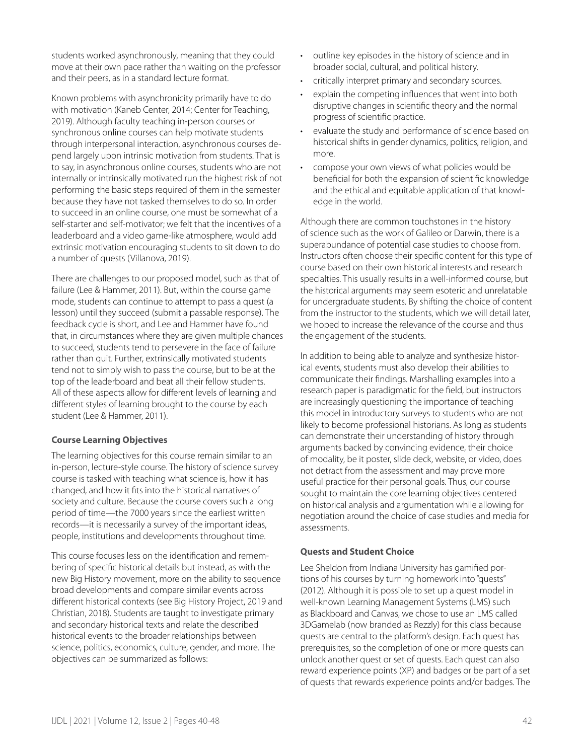students worked asynchronously, meaning that they could move at their own pace rather than waiting on the professor and their peers, as in a standard lecture format.

Known problems with asynchronicity primarily have to do with motivation (Kaneb Center, 2014; Center for Teaching, 2019). Although faculty teaching in-person courses or synchronous online courses can help motivate students through interpersonal interaction, asynchronous courses depend largely upon intrinsic motivation from students. That is to say, in asynchronous online courses, students who are not internally or intrinsically motivated run the highest risk of not performing the basic steps required of them in the semester because they have not tasked themselves to do so. In order to succeed in an online course, one must be somewhat of a self-starter and self-motivator; we felt that the incentives of a leaderboard and a video game-like atmosphere, would add extrinsic motivation encouraging students to sit down to do a number of quests (Villanova, 2019).

There are challenges to our proposed model, such as that of failure (Lee & Hammer, 2011). But, within the course game mode, students can continue to attempt to pass a quest (a lesson) until they succeed (submit a passable response). The feedback cycle is short, and Lee and Hammer have found that, in circumstances where they are given multiple chances to succeed, students tend to persevere in the face of failure rather than quit. Further, extrinsically motivated students tend not to simply wish to pass the course, but to be at the top of the leaderboard and beat all their fellow students. All of these aspects allow for different levels of learning and different styles of learning brought to the course by each student (Lee & Hammer, 2011).

**Course Learning Objectives**

The learning objectives for this course remain similar to an in-person, lecture-style course. The history of science survey course is tasked with teaching what science is, how it has changed, and how it fits into the historical narratives of society and culture. Because the course covers such a long period of time—the 7000 years since the earliest written records—it is necessarily a survey of the important ideas, people, institutions and developments throughout time.

This course focuses less on the identification and remembering of specific historical details but instead, as with the new Big History movement, more on the ability to sequence broad developments and compare similar events across different historical contexts (see Big History Project, 2019 and Christian, 2018). Students are taught to investigate primary and secondary historical texts and relate the described historical events to the broader relationships between science, politics, economics, culture, gender, and more. The objectives can be summarized as follows:

- outline key episodes in the history of science and in broader social, cultural, and political history.
- critically interpret primary and secondary sources.
- explain the competing influences that went into both disruptive changes in scientific theory and the normal progress of scientific practice.
- evaluate the study and performance of science based on historical shifts in gender dynamics, politics, religion, and more.
- compose your own views of what policies would be beneficial for both the expansion of scientific knowledge and the ethical and equitable application of that knowledge in the world.

Although there are common touchstones in the history of science such as the work of Galileo or Darwin, there is a superabundance of potential case studies to choose from. Instructors often choose their specific content for this type of course based on their own historical interests and research specialties. This usually results in a well-informed course, but the historical arguments may seem esoteric and unrelatable for undergraduate students. By shifting the choice of content from the instructor to the students, which we will detail later, we hoped to increase the relevance of the course and thus the engagement of the students.

In addition to being able to analyze and synthesize historical events, students must also develop their abilities to communicate their findings. Marshalling examples into a research paper is paradigmatic for the field, but instructors are increasingly questioning the importance of teaching this model in introductory surveys to students who are not likely to become professional historians. As long as students can demonstrate their understanding of history through arguments backed by convincing evidence, their choice of modality, be it poster, slide deck, website, or video, does not detract from the assessment and may prove more useful practice for their personal goals. Thus, our course sought to maintain the core learning objectives centered on historical analysis and argumentation while allowing for negotiation around the choice of case studies and media for assessments.

**Quests and Student Choice**

Lee Sheldon from Indiana University has gamified portions of his courses by turning homework into "quests" (2012). Although it is possible to set up a quest model in well-known Learning Management Systems (LMS) such as Blackboard and Canvas, we chose to use an LMS called 3DGamelab (now branded as Rezzly) for this class because quests are central to the platform's design. Each quest has prerequisites, so the completion of one or more quests can unlock another quest or set of quests. Each quest can also reward experience points (XP) and badges or be part of a set of quests that rewards experience points and/or badges. The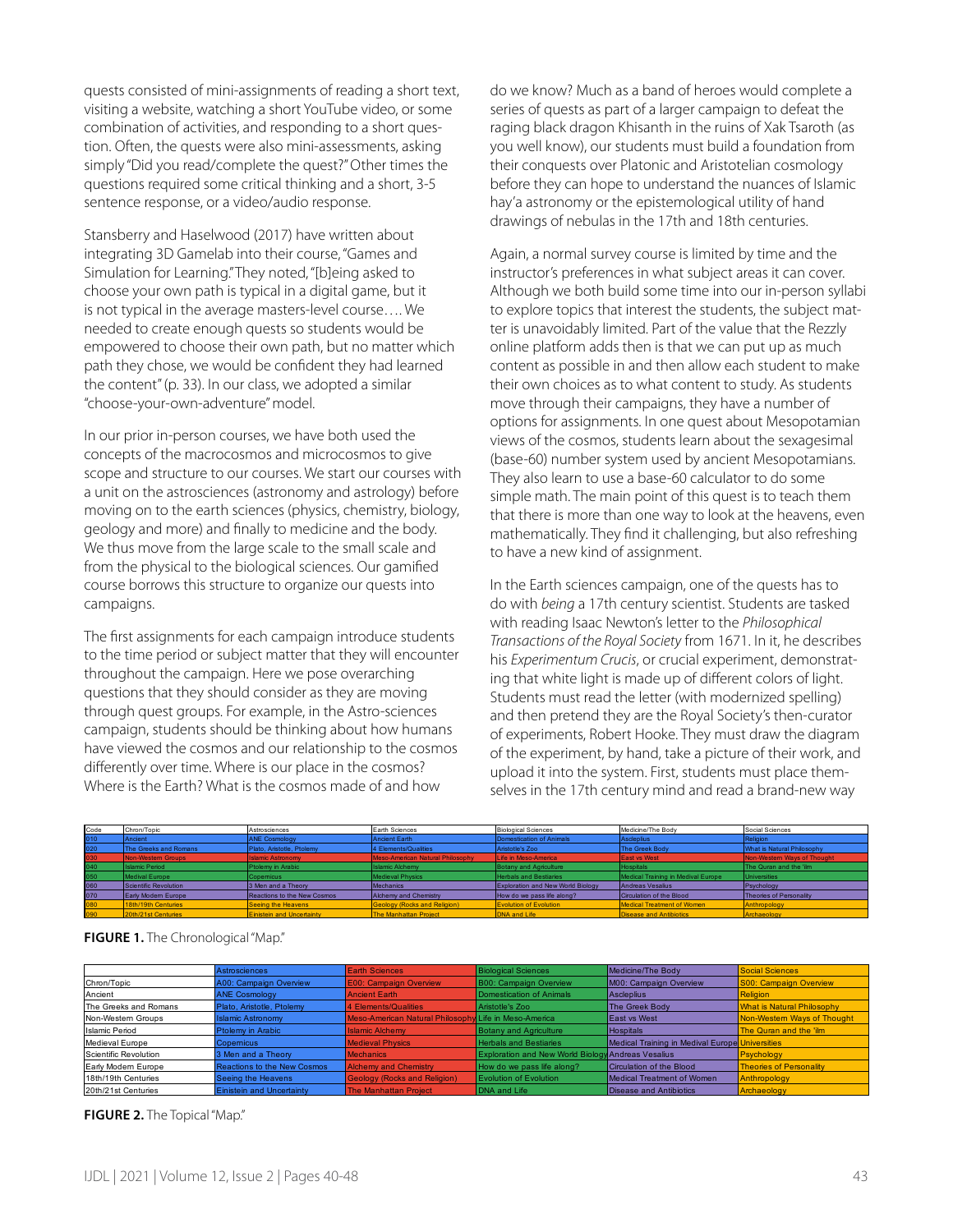quests consisted of mini-assignments of reading a short text, visiting a website, watching a short YouTube video, or some combination of activities, and responding to a short question. Often, the quests were also mini-assessments, asking simply "Did you read/complete the quest?" Other times the questions required some critical thinking and a short, 3-5 sentence response, or a video/audio response.

Stansberry and Haselwood (2017) have written about integrating 3D Gamelab into their course, "Games and Simulation for Learning." They noted, "[b]eing asked to choose your own path is typical in a digital game, but it is not typical in the average masters-level course…. We needed to create enough quests so students would be empowered to choose their own path, but no matter which path they chose, we would be confident they had learned the content" (p. 33). In our class, we adopted a similar "choose-your-own-adventure" model.

In our prior in-person courses, we have both used the concepts of the macrocosmos and microcosmos to give scope and structure to our courses. We start our courses with a unit on the astrosciences (astronomy and astrology) before moving on to the earth sciences (physics, chemistry, biology, geology and more) and finally to medicine and the body. We thus move from the large scale to the small scale and from the physical to the biological sciences. Our gamified course borrows this structure to organize our quests into campaigns.

The first assignments for each campaign introduce students to the time period or subject matter that they will encounter throughout the campaign. Here we pose overarching questions that they should consider as they are moving through quest groups. For example, in the Astro-sciences campaign, students should be thinking about how humans have viewed the cosmos and our relationship to the cosmos differently over time. Where is our place in the cosmos? Where is the Earth? What is the cosmos made of and how do we know? Much as a band of heroes would complete a series of quests as part of a larger campaign to defeat the raging black dragon Khisanth in the ruins of Xak Tsaroth (as you well know), our students must build a foundation from their conquests over Platonic and Aristotelian cosmology before they can hope to understand the nuances of Islamic hay'a astronomy or the epistemological utility of hand drawings of nebulas in the 17th and 18th centuries.

Again, a normal survey course is limited by time and the instructor's preferences in what subject areas it can cover. Although we both build some time into our in-person syllabi to explore topics that interest the students, the subject matter is unavoidably limited. Part of the value that the Rezzly online platform adds then is that we can put up as much content as possible in and then allow each student to make their own choices as to what content to study. As students move through their campaigns, they have a number of options for assignments. In one quest about Mesopotamian views of the cosmos, students learn about the sexagesimal (base-60) number system used by ancient Mesopotamians. They also learn to use a base-60 calculator to do some simple math. The main point of this quest is to teach them that there is more than one way to look at the heavens, even mathematically. They find it challenging, but also refreshing to have a new kind of assignment.

In the Earth sciences campaign, one of the quests has to do with *being* a 17th century scientist. Students are tasked with reading Isaac Newton's letter to the *Philosophical Transactions of the Royal Society* from 1671. In it, he describes his *Experimentum Crucis*, or crucial experiment, demonstrating that white light is made up of different colors of light. Students must read the letter (with modernized spelling) and then pretend they are the Royal Society's then-curator of experiments, Robert Hooke. They must draw the diagram of the experiment, by hand, take a picture of their work, and upload it into the system. First, students must place themselves in the 17th century mind and read a brand-new way

| Code | Chron/Topic | Astrosciences | Earth Sciences | Biological Sciences | Medicine/The Body | Social Sciences |
|---|---|---|---|---|---|---|
| 010 | Ancient | ANE Cosmology | Ancient Earth | Domestication of Animals | Asclepius | Religion |
| 020 | The Greeks and Romans | Plato, Aristotle, Ptolemy | 4 Elements/Qualities | Aristotle's Zoo | The Greek Body | What is Natural Philosophy |
| 030 | Non-Western Groups | Islamic Astronomy | Meso-American Natural Philosophy | Life in Meso-America | East vs West | Non-Western Ways of Thought |
| 040 | Islamic Period | Ptolemy in Arabic | Islamic Alchemy | Botany and Agriculture | Hospitals | The Quran and the 'ilm |
| 050 | Medival Europe | Copernicus | Medieval Physics | Herbals and Bestiaries | Medical Training in Medival Europe | Universities |
| 060 | Scientific Revolution | 3 Men and a Theory | Mechanics | Exploration and New World Biology | Andreas Vesalius | Psychology |
| 070 | Early Modern Europe | Reactions to the New Cosmos | Alchemy and Chemistry | How do we pass life along? | Circulation of the Blood | Theories of Personality |
| 080 | 18th/19th Centuries | Seeing the Heavens | Geology (Rocks and Religion) | Evolution of Evolution | Medical Treatment of Women | Anthropology |
| 090 | 20th/21st Centuries | Einstein and Uncertainty | The Manhattan Project | DNA and Life | Disease and Antibiotics | Archaeology |

**FIGURE 1.** The Chronological "Map."

| | Astrosciences | Earth Sciences | Biological Sciences | Medicine/The Body | Social Sciences |
|---|---|---|---|---|---|
| Chron/Topic | A00: Campaign Overview | E00: Campaign Overview | B00: Campaign Overview | M00: Campaign Overview | S00: Campaign Overview |
| Ancient | ANE Cosmology | Ancient Earth | Domestication of Animals | Asclepius | Religion |
| The Greeks and Romans | Plato, Aristotle, Ptolemy | 4 Elements/Qualities | Aristotle's Zoo | The Greek Body | What is Natural Philosophy |
| Non-Western Groups | Islamic Astronomy | Meso-American Natural Philosophy | Life in Meso-America | East vs West | Non-Western Ways of Thought |
| Islamic Period | Ptolemy in Arabic | Islamic Alchemy | Botany and Agriculture | Hospitals | The Quran and the 'ilm |
| Medieval Europe | Copernicus | Medieval Physics | Herbals and Bestiaries | Medical Training in Medival Europe | Universities |
| Scientific Revolution | 3 Men and a Theory | Mechanics | Exploration and New World Biology | Andreas Vesalius | Psychology |
| Early Modern Europe | Reactions to the New Cosmos | Alchemy and Chemistry | How do we pass life along? | Circulation of the Blood | Theories of Personality |
| 18th/19th Centuries | Seeing the Heavens | Geology (Rocks and Religion) | Evolution of Evolution | Medical Treatment of Women | Anthropology |
| 20th/21st Centuries | Einstein and Uncertainty | The Manhattan Project | DNA and Life | Disease and Antibiotics | Archaeology |

**FIGURE 2.** The Topical "Map."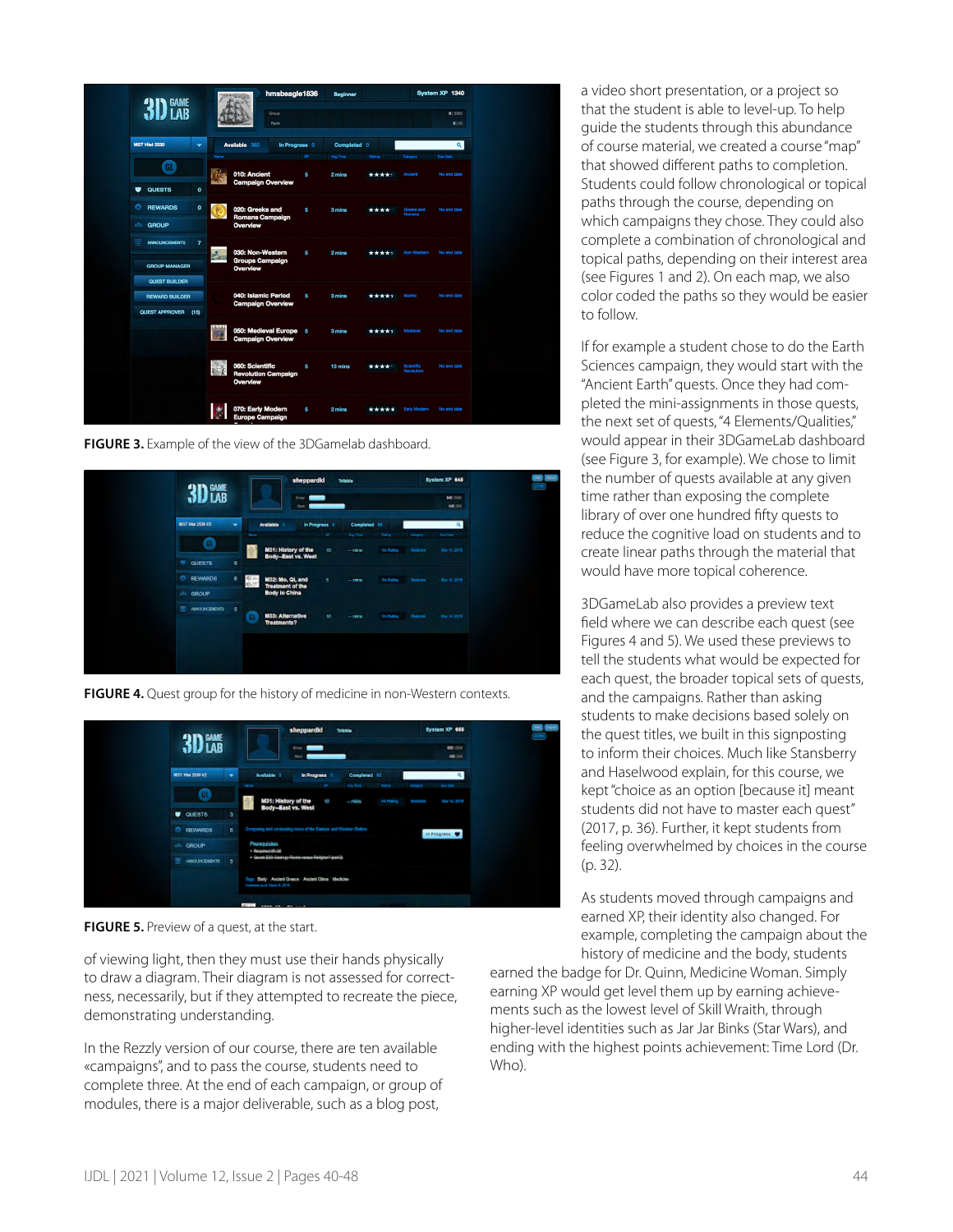FIGURE 3. Example of the view of the 3DGamelab dashboard.

FIGURE 4. Quest group for the history of medicine in non-Western contexts.

FIGURE 5. Preview of a quest, at the start.

of viewing light, then they must use their hands physically to draw a diagram. Their diagram is not assessed for correctness, necessarily, but if they attempted to recreate the piece, demonstrating understanding.

In the Rezzly version of our course, there are ten available «campaigns", and to pass the course, students need to complete three. At the end of each campaign, or group of modules, there is a major deliverable, such as a blog post, a video short presentation, or a project so that the student is able to level-up. To help guide the students through this abundance of course material, we created a course "map" that showed different paths to completion. Students could follow chronological or topical paths through the course, depending on which campaigns they chose. They could also complete a combination of chronological and topical paths, depending on their interest area (see Figures 1 and 2). On each map, we also color coded the paths so they would be easier to follow.

If for example a student chose to do the Earth Sciences campaign, they would start with the "Ancient Earth" quests. Once they had completed the mini-assignments in those quests, the next set of quests, "4 Elements/Qualities," would appear in their 3DGameLab dashboard (see Figure 3, for example). We chose to limit the number of quests available at any given time rather than exposing the complete library of over one hundred fifty quests to reduce the cognitive load on students and to create linear paths through the material that would have more topical coherence.

3DGameLab also provides a preview text field where we can describe each quest (see Figures 4 and 5). We used these previews to tell the students what would be expected for each quest, the broader topical sets of quests, and the campaigns. Rather than asking students to make decisions based solely on the quest titles, we built in this signposting to inform their choices. Much like Stansberry and Haselwood explain, for this course, we kept "choice as an option [because it] meant students did not have to master each quest" (2017, p. 36). Further, it kept students from feeling overwhelmed by choices in the course (p. 32).

As students moved through campaigns and earned XP, their identity also changed. For example, completing the campaign about the history of medicine and the body, students earned the badge for Dr. Quinn, Medicine Woman. Simply earning XP would get levels them up by earning achievements such as the lowest level of Skill Wraith, through higher-level identities such as Jar Jar Binks (Star Wars), and ending with the highest points achievement: Time Lord (Dr. Who).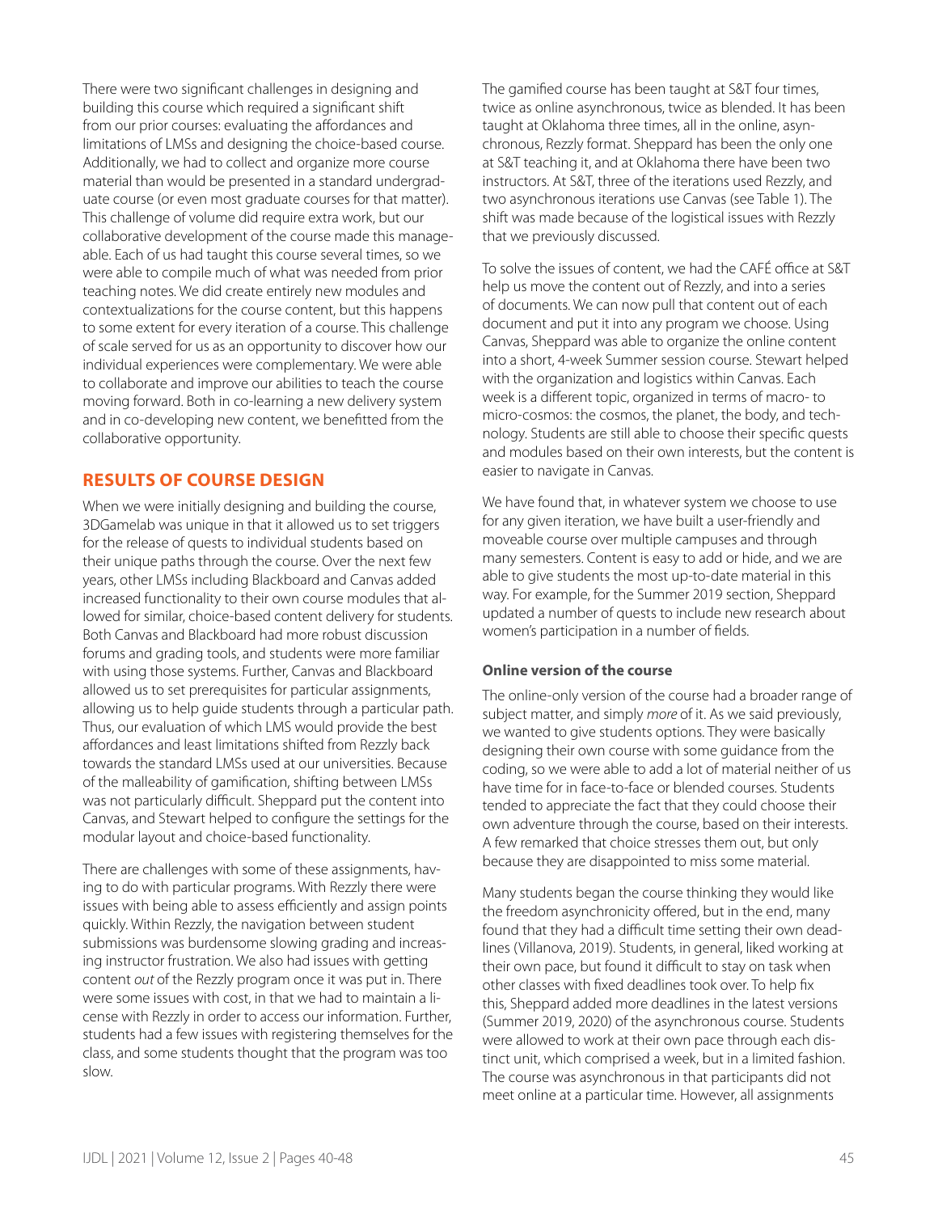There were two significant challenges in designing and building this course which required a significant shift from our prior courses: evaluating the affordances and limitations of LMSs and designing the choice-based course. Additionally, we had to collect and organize more course material than would be presented in a standard undergraduate course (or even most graduate courses for that matter). This challenge of volume did require extra work, but our collaborative development of the course made this manageable. Each of us had taught this course several times, so we were able to compile much of what was needed from prior teaching notes. We did create entirely new modules and contextualizations for the course content, but this happens to some extent for every iteration of a course. This challenge of scale served for us as an opportunity to discover how our individual experiences were complementary. We were able to collaborate and improve our abilities to teach the course moving forward. Both in co-learning a new delivery system and in co-developing new content, we benefitted from the collaborative opportunity.

## RESULTS OF COURSE DESIGN

When we were initially designing and building the course, 3DGamelab was unique in that it allowed us to set triggers for the release of quests to individual students based on their unique paths through the course. Over the next few years, other LMSs including Blackboard and Canvas added increased functionality to their own course modules that allowed for similar, choice-based content delivery for students. Both Canvas and Blackboard had more robust discussion forums and grading tools, and students were more familiar with using those systems. Further, Canvas and Blackboard allowed us to set prerequisites for particular assignments, allowing us to help guide students through a particular path. Thus, our evaluation of which LMS would provide the best affordances and least limitations shifted from Rezzly back towards the standard LMSs used at our universities. Because of the malleability of gamification, shifting between LMSs was not particularly difficult. Sheppard put the content into Canvas, and Stewart helped to configure the settings for the modular layout and choice-based functionality.

There are challenges with some of these assignments, having to do with particular programs. With Rezzly there were issues with being able to assess efficiently and assign points quickly. Within Rezzly, the navigation between student submissions was burdensome slowing grading and increasing instructor frustration. We also had issues with getting content *out* of the Rezzly program once it was put in. There were some issues with cost, in that we had to maintain a license with Rezzly in order to access our information. Further, students had a few issues with registering themselves for the class, and some students thought that the program was too slow.

The gamified course has been taught at S&T four times, twice as online asynchronous, twice as blended. It has been taught at Oklahoma three times, all in the online, asynchronous, Rezzly format. Sheppard has been the only one at S&T teaching it, and at Oklahoma there have been two instructors. At S&T, three of the iterations used Rezzly, and two asynchronous iterations use Canvas (see Table 1). The shift was made because of the logistical issues with Rezzly that we previously discussed.

To solve the issues of content, we had the CAFÉ office at S&T help us move the content out of Rezzly, and into a series of documents. We can now pull that content out of each document and put it into any program we choose. Using Canvas, Sheppard was able to organize the online content into a short, 4-week Summer session course. Stewart helped with the organization and logistics within Canvas. Each week is a different topic, organized in terms of macro- to micro-cosmos: the cosmos, the planet, the body, and technology. Students are still able to choose their specific quests and modules based on their own interests, but the content is easier to navigate in Canvas.

We have found that, in whatever system we choose to use for any given iteration, we have built a user-friendly and moveable course over multiple campuses and through many semesters. Content is easy to add or hide, and we are able to give students the most up-to-date material in this way. For example, for the Summer 2019 section, Sheppard updated a number of quests to include new research about women's participation in a number of fields.

### Online version of the course

The online-only version of the course had a broader range of subject matter, and simply *more* of it. As we said previously, we wanted to give students options. They were basically designing their own course with some guidance from the coding, so we were able to add a lot of material neither of us have time for in face-to-face or blended courses. Students tended to appreciate the fact that they could choose their own adventure through the course, based on their interests. A few remarked that choice stresses them out, but only because they are disappointed to miss some material.

Many students began the course thinking they would like the freedom asynchronicity offered, but in the end, many found that they had a difficult time setting their own deadlines (Villanova, 2019). Students, in general, liked working at their own pace, but found it difficult to stay on task when other classes with fixed deadlines took over. To help fix this, Sheppard added more deadlines in the latest versions (Summer 2019, 2020) of the asynchronous course. Students were allowed to work at their own pace through each distinct unit, which comprised a week, but in a limited fashion. The course was asynchronous in that participants did not meet online at a particular time. However, all assignments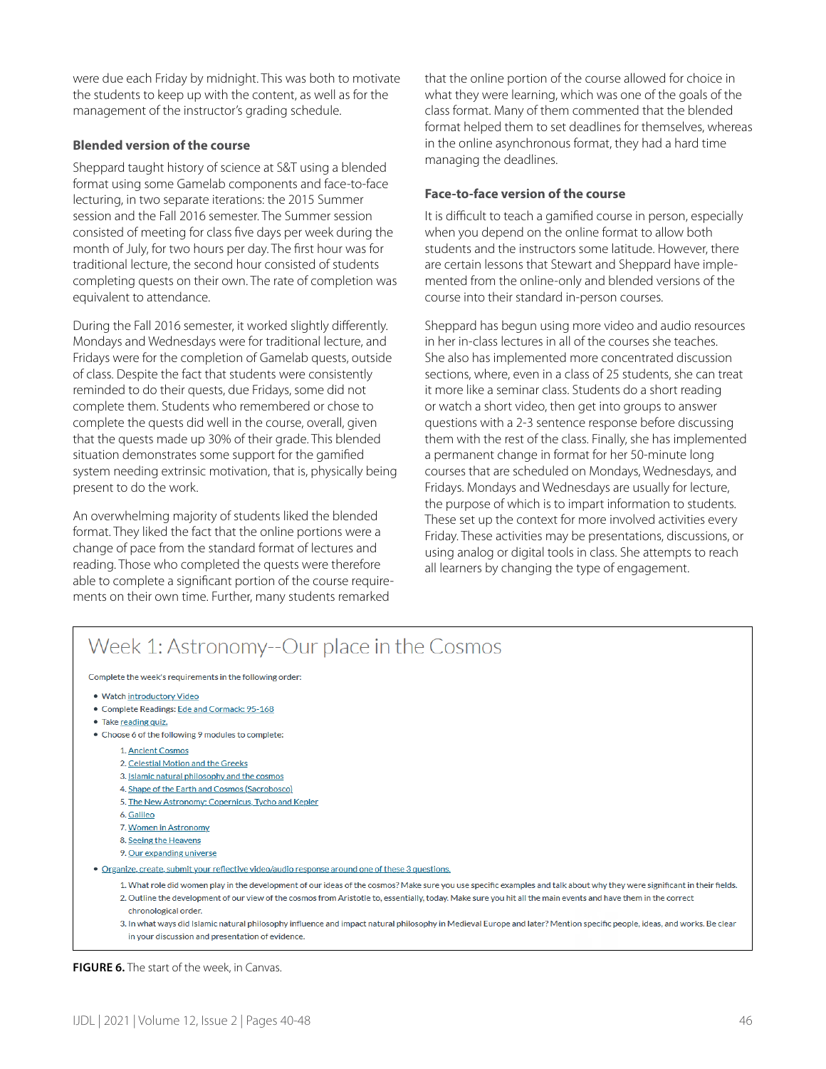were due each Friday by midnight. This was both to motivate the students to keep up with the content, as well as for the management of the instructor's grading schedule.

### Blended version of the course

Sheppard taught history of science at S&T using a blended format using some Gamelab components and face-to-face lecturing, in two separate iterations: the 2015 Summer session and the Fall 2016 semester. The Summer session consisted of meeting for class five days per week during the month of July, for two hours per day. The first hour was for traditional lecture, the second hour consisted of students completing quests on their own. The rate of completion was equivalent to attendance.

During the Fall 2016 semester, it worked slightly differently. Mondays and Wednesdays were for traditional lecture, and Fridays were for the completion of Gamelab quests, outside of class. Despite the fact that students were consistently reminded to do their quests, due Fridays, some did not complete them. Students who remembered or chose to complete the quests did well in the course, overall, given that the quests made up 30% of their grade. This blended situation demonstrates some support for the gamified system needing extrinsic motivation, that is, physically being present to do the work.

An overwhelming majority of students liked the blended format. They liked the fact that the online portions were a change of pace from the standard format of lectures and reading. Those who completed the quests were therefore able to complete a significant portion of the course requirements on their own time. Further, many students remarked that the online portion of the course allowed for choice in what they were learning, which was one of the goals of the class format. Many of them commented that the blended format helped them to set deadlines for themselves, whereas in the online asynchronous format, they had a hard time managing the deadlines.

### Face-to-face version of the course

It is difficult to teach a gamified course in person, especially when you depend on the online format to allow both students and the instructors some latitude. However, there are certain lessons that Stewart and Sheppard have implemented from the online-only and blended versions of the course into their standard in-person courses.

Sheppard has begun using more video and audio resources in her in-class lectures in all of the courses she teaches. She also has implemented more concentrated discussion sections, where, even in a class of 25 students, she can treat it more like a seminar class. Students do a short reading or watch a short video, then get into groups to answer questions with a 2-3 sentence response before discussing them with the rest of the class. Finally, she has implemented a permanent change in format for her 50-minute long courses that are scheduled on Mondays, Wednesdays, and Fridays. Mondays and Wednesdays are usually for lecture, the purpose of which is to impart information to students. These set up the context for more involved activities every Friday. These activities may be presentations, discussions, or using analog or digital tools in class. She attempts to reach all learners by changing the type of engagement.

## Week 1: Astronomy--Our place in the Cosmos

Complete the week's requirements in the following order:

- Watch introductory Video
- Complete Readings: Ede and Cormack: 95-168
- Take reading quiz.
- Choose 6 of the following 9 modules to complete:
  1. Ancient Cosmos
  2. Celestial Motion and the Greeks
  3. Islamic natural philosophy and the cosmos
  4. Shape of the Earth and Cosmos (Sacrobosco)
  5. The New Astronomy: Copernicus, Tycho and Kepler
  6. Galileo
  7. Women in Astronomy
  8. Seeing the Heavens
  9. Our expanding universe
- Organize, create, submit your reflective video/audio response around one of these 3 questions.
  1. What role did women play in the development of our ideas of the cosmos? Make sure you use specific examples and talk about why they were significant in their fields.
  2. Outline the development of our view of the cosmos from Aristotle to, essentially, today. Make sure you hit all the main events and have them in the correct chronological order.
  3. In what ways did Islamic natural philosophy influence and impact natural philosophy in Medieval Europe and later? Mention specific people, ideas, and works. Be clear in your discussion and presentation of evidence.

**FIGURE 6.** The start of the week, in Canvas.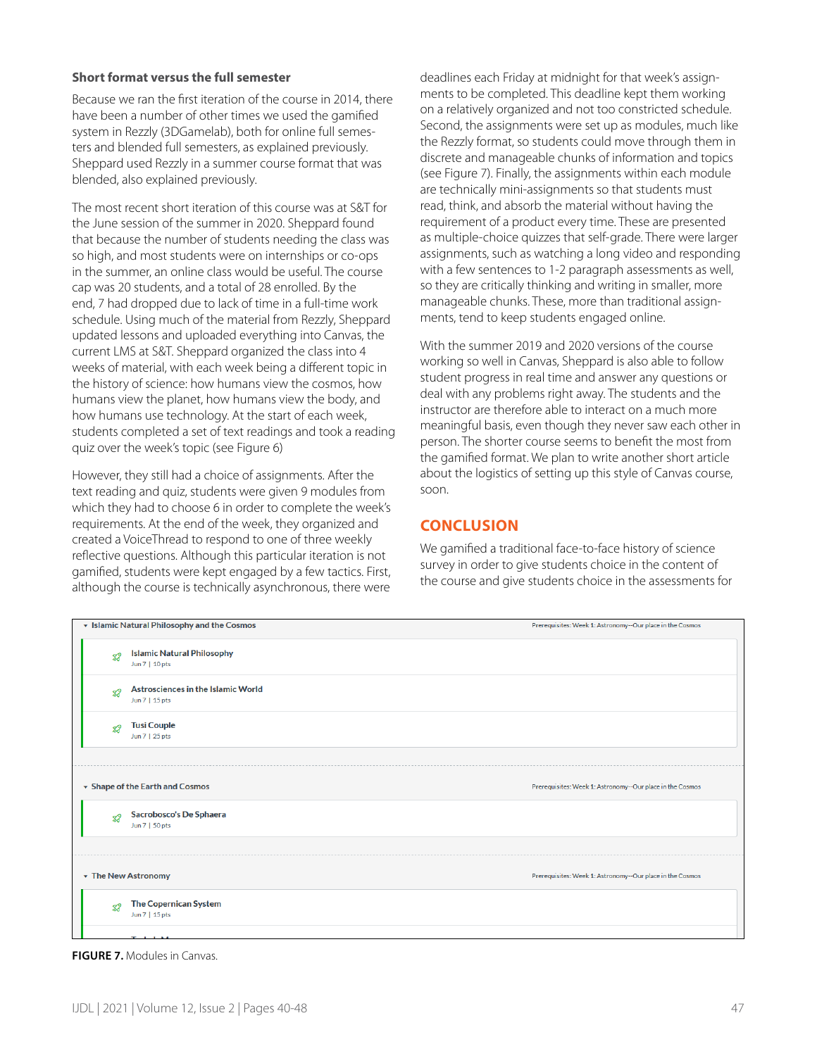### Short format versus the full semester

Because we ran the first iteration of the course in 2014, there have been a number of other times we used the gamified system in Rezzly (3DGamelab), both for online full semesters and blended full semesters, as explained previously. Sheppard used Rezzly in a summer course format that was blended, also explained previously.

The most recent short iteration of this course was at S&T for the June session of the summer in 2020. Sheppard found that because the number of students needing the class was so high, and most students were on internships or co-ops in the summer, an online class would be useful. The course cap was 20 students, and a total of 28 enrolled. By the end, 7 had dropped due to lack of time in a full-time work schedule. Using much of the material from Rezzly, Sheppard updated lessons and uploaded everything into Canvas, the current LMS at S&T. Sheppard organized the class into 4 weeks of material, with each week being a different topic in the history of science: how humans view the cosmos, how humans view the planet, how humans view the body, and how humans use technology. At the start of each week, students completed a set of text readings and took a reading quiz over the week's topic (see Figure 6)

However, they still had a choice of assignments. After the text reading and quiz, students were given 9 modules from which they had to choose 6 in order to complete the week's requirements. At the end of the week, they organized and created a VoiceThread to respond to one of three weekly reflective questions. Although this particular iteration is not gamified, students were kept engaged by a few tactics. First, although the course is technically asynchronous, there were deadlines each Friday at midnight for that week's assignments to be completed. This deadline kept them working on a relatively organized and not too constricted schedule. Second, the assignments were set up as modules, much like the Rezzly format, so students could move through them in discrete and manageable chunks of information and topics (see Figure 7). Finally, the assignments within each module are technically mini-assignments so that students must read, think, and absorb the material without having the requirement of a product every time. These are presented as multiple-choice quizzes that self-grade. There were larger assignments, such as watching a long video and responding with a few sentences to 1-2 paragraph assessments as well, so they are critically thinking and writing in smaller, more manageable chunks. These, more than traditional assignments, tend to keep students engaged online.

With the summer 2019 and 2020 versions of the course working so well in Canvas, Sheppard is also able to follow student progress in real time and answer any questions or deal with any problems right away. The students and the instructor are therefore able to interact on a much more meaningful basis, even though they never saw each other in person. The shorter course seems to benefit the most from the gamified format. We plan to write another short article about the logistics of setting up this style of Canvas course, soon.

## CONCLUSION

We gamified a traditional face-to-face history of science survey in order to give students choice in the content of the course and give students choice in the assessments for

| Module / Assignment | Details |
|---|---|
| **Islamic Natural Philosophy and the Cosmos** | Prerequisites: Week 1: Astronomy--Our place in the Cosmos |
| Islamic Natural Philosophy | Jun 7 \| 10 pts |
| Astrosciences in the Islamic World | Jun 7 \| 15 pts |
| Tusi Couple | Jun 7 \| 25 pts |
| **Shape of the Earth and Cosmos** | Prerequisites: Week 1: Astronomy--Our place in the Cosmos |
| Sacrobosco's De Sphaera | Jun 7 \| 50 pts |
| **The New Astronomy** | Prerequisites: Week 1: Astronomy--Our place in the Cosmos |
| The Copernican System | Jun 7 \| 15 pts |

**FIGURE 7.** Modules in Canvas.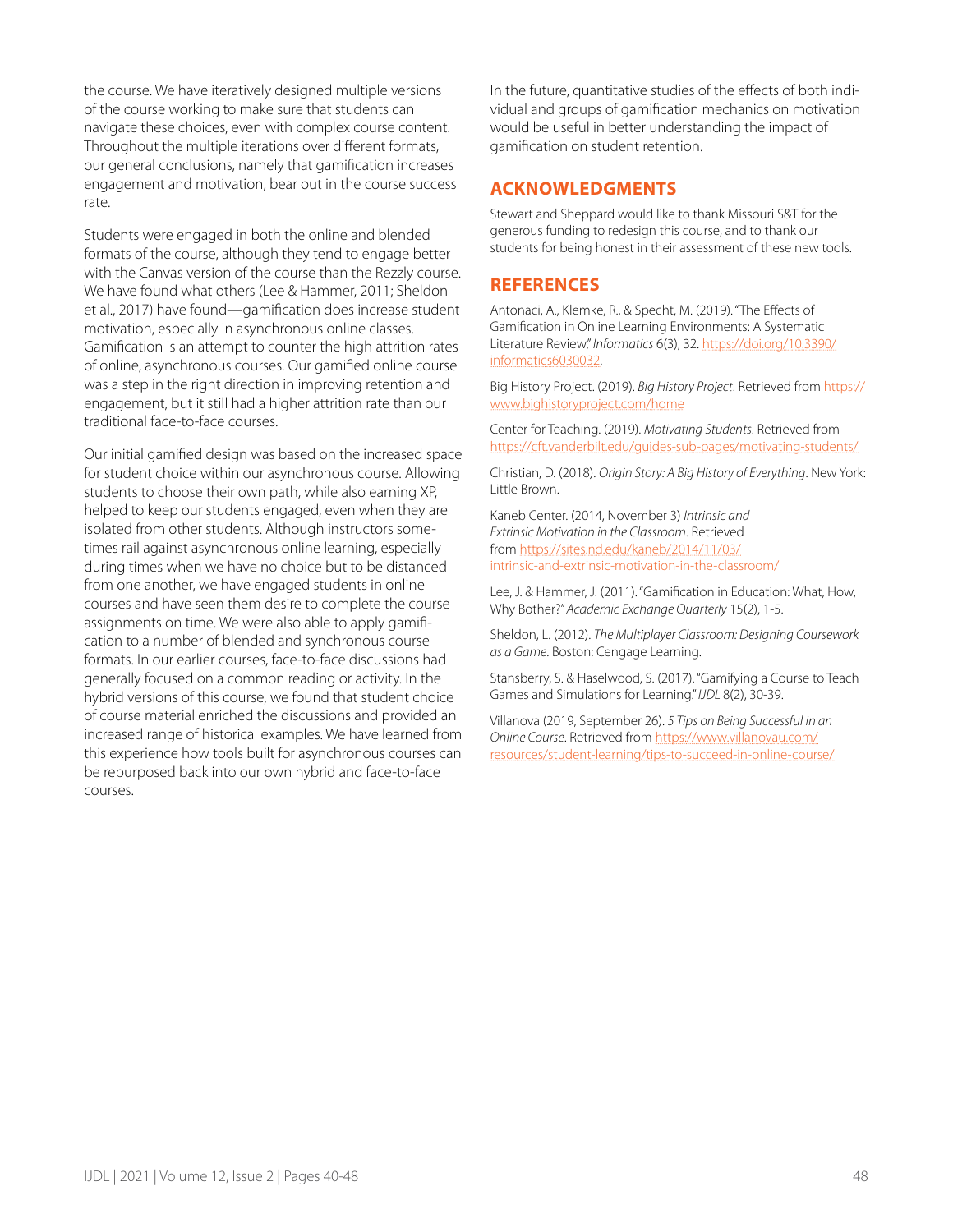the course. We have iteratively designed multiple versions of the course working to make sure that students can navigate these choices, even with complex course content. Throughout the multiple iterations over different formats, our general conclusions, namely that gamification increases engagement and motivation, bear out in the course success rate.

Students were engaged in both the online and blended formats of the course, although they tend to engage better with the Canvas version of the course than the Rezzly course. We have found what others (Lee & Hammer, 2011; Sheldon et al., 2017) have found—gamification does increase student motivation, especially in asynchronous online classes. Gamification is an attempt to counter the high attrition rates of online, asynchronous courses. Our gamified online course was a step in the right direction in improving retention and engagement, but it still had a higher attrition rate than our traditional face-to-face courses.

Our initial gamified design was based on the increased space for student choice within our asynchronous course. Allowing students to choose their own path, while also earning XP, helped to keep our students engaged, even when they are isolated from other students. Although instructors sometimes rail against asynchronous online learning, especially during times when we have no choice but to be distanced from one another, we have engaged students in online courses and have seen them desire to complete the course assignments on time. We were also able to apply gamification to a number of blended and synchronous course formats. In our earlier courses, face-to-face discussions had generally focused on a common reading or activity. In the hybrid versions of this course, we found that student choice of course material enriched the discussions and provided an increased range of historical examples. We have learned from this experience how tools built for asynchronous courses can be repurposed back into our own hybrid and face-to-face courses.

In the future, quantitative studies of the effects of both individual and groups of gamification mechanics on motivation would be useful in better understanding the impact of gamification on student retention.

## ACKNOWLEDGMENTS

Stewart and Sheppard would like to thank Missouri S&T for the generous funding to redesign this course, and to thank our students for being honest in their assessment of these new tools.

## REFERENCES

Antonaci, A., Klemke, R., & Specht, M. (2019). "The Effects of Gamification in Online Learning Environments: A Systematic Literature Review," *Informatics* 6(3), 32. https://doi.org/10.3390/informatics6030032.

Big History Project. (2019). *Big History Project*. Retrieved from https://www.bighistoryproject.com/home

Center for Teaching. (2019). *Motivating Students*. Retrieved from https://cft.vanderbilt.edu/guides-sub-pages/motivating-students/

Christian, D. (2018). *Origin Story: A Big History of Everything*. New York: Little Brown.

Kaneb Center. (2014, November 3) *Intrinsic and Extrinsic Motivation in the Classroom*. Retrieved from https://sites.nd.edu/kaneb/2014/11/03/intrinsic-and-extrinsic-motivation-in-the-classroom/

Lee, J. & Hammer, J. (2011). "Gamification in Education: What, How, Why Bother?" *Academic Exchange Quarterly* 15(2), 1-5.

Sheldon, L. (2012). *The Multiplayer Classroom: Designing Coursework as a Game*. Boston: Cengage Learning.

Stansberry, S. & Haselwood, S. (2017). "Gamifying a Course to Teach Games and Simulations for Learning." *IJDL* 8(2), 30-39.

Villanova (2019, September 26). *5 Tips on Being Successful in an Online Course*. Retrieved from https://www.villanovau.com/resources/student-learning/tips-to-succeed-in-online-course/